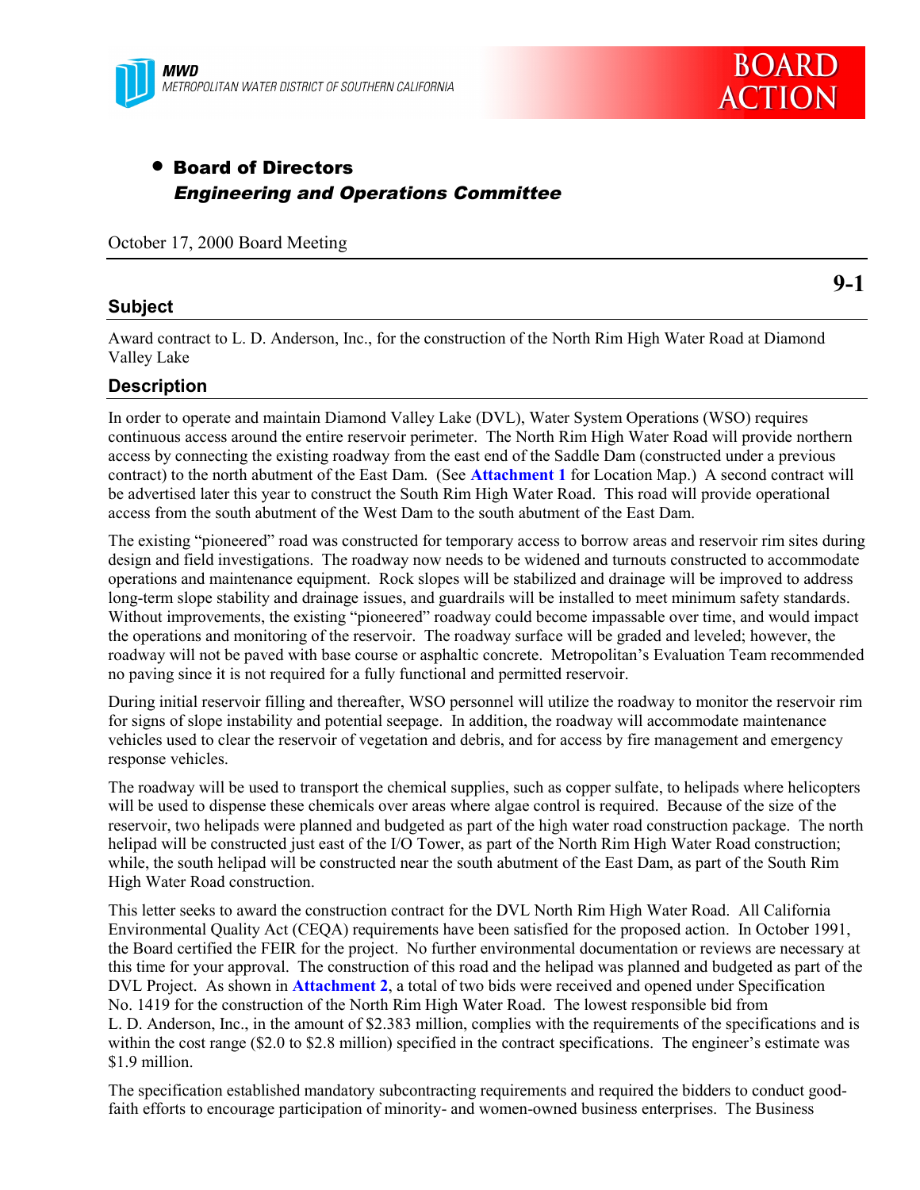MWD
METROPOLITAN WATER DISTRICT OF SOUTHERN CALIFORNIA

BOARD ACTION

- **Board of Directors**
  ***Engineering and Operations Committee***

October 17, 2000 Board Meeting

**9-1**

## Subject

Award contract to L. D. Anderson, Inc., for the construction of the North Rim High Water Road at Diamond Valley Lake

## Description

In order to operate and maintain Diamond Valley Lake (DVL), Water System Operations (WSO) requires continuous access around the entire reservoir perimeter. The North Rim High Water Road will provide northern access by connecting the existing roadway from the east end of the Saddle Dam (constructed under a previous contract) to the north abutment of the East Dam. (See **Attachment 1** for Location Map.) A second contract will be advertised later this year to construct the South Rim High Water Road. This road will provide operational access from the south abutment of the West Dam to the south abutment of the East Dam.

The existing "pioneered" road was constructed for temporary access to borrow areas and reservoir rim sites during design and field investigations. The roadway now needs to be widened and turnouts constructed to accommodate operations and maintenance equipment. Rock slopes will be stabilized and drainage will be improved to address long-term slope stability and drainage issues, and guardrails will be installed to meet minimum safety standards. Without improvements, the existing "pioneered" roadway could become impassable over time, and would impact the operations and monitoring of the reservoir. The roadway surface will be graded and leveled; however, the roadway will not be paved with base course or asphaltic concrete. Metropolitan's Evaluation Team recommended no paving since it is not required for a fully functional and permitted reservoir.

During initial reservoir filling and thereafter, WSO personnel will utilize the roadway to monitor the reservoir rim for signs of slope instability and potential seepage. In addition, the roadway will accommodate maintenance vehicles used to clear the reservoir of vegetation and debris, and for access by fire management and emergency response vehicles.

The roadway will be used to transport the chemical supplies, such as copper sulfate, to helipads where helicopters will be used to dispense these chemicals over areas where algae control is required. Because of the size of the reservoir, two helipads were planned and budgeted as part of the high water road construction package. The north helipad will be constructed just east of the I/O Tower, as part of the North Rim High Water Road construction; while, the south helipad will be constructed near the south abutment of the East Dam, as part of the South Rim High Water Road construction.

This letter seeks to award the construction contract for the DVL North Rim High Water Road. All California Environmental Quality Act (CEQA) requirements have been satisfied for the proposed action. In October 1991, the Board certified the FEIR for the project. No further environmental documentation or reviews are necessary at this time for your approval. The construction of this road and the helipad was planned and budgeted as part of the DVL Project. As shown in **Attachment 2**, a total of two bids were received and opened under Specification No. 1419 for the construction of the North Rim High Water Road. The lowest responsible bid from L. D. Anderson, Inc., in the amount of \$2.383 million, complies with the requirements of the specifications and is within the cost range (\$2.0 to \$2.8 million) specified in the contract specifications. The engineer's estimate was \$1.9 million.

The specification established mandatory subcontracting requirements and required the bidders to conduct good-faith efforts to encourage participation of minority- and women-owned business enterprises. The Business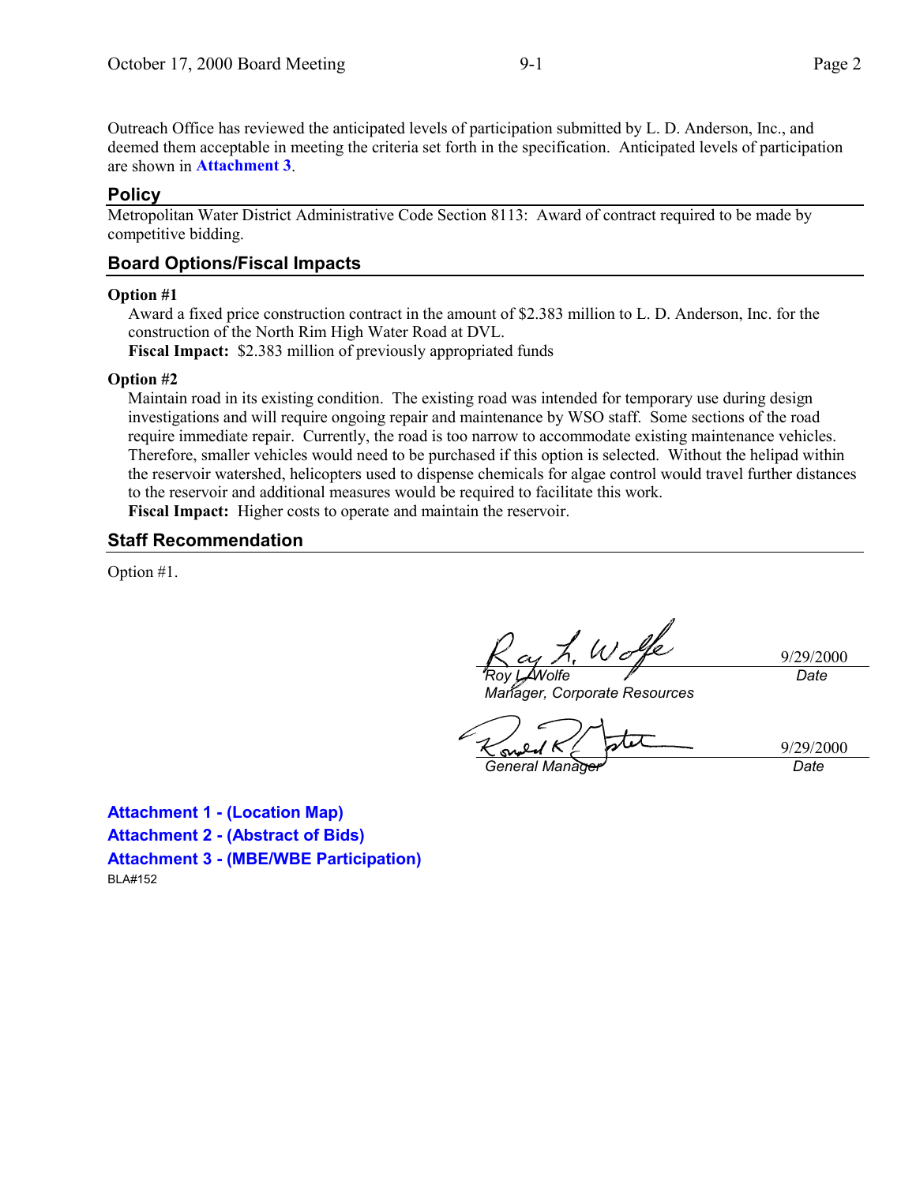Outreach Office has reviewed the anticipated levels of participation submitted by L. D. Anderson, Inc., and deemed them acceptable in meeting the criteria set forth in the specification. Anticipated levels of participation are shown in **Attachment 3**.

## Policy

Metropolitan Water District Administrative Code Section 8113: Award of contract required to be made by competitive bidding.

## Board Options/Fiscal Impacts

**Option #1**

Award a fixed price construction contract in the amount of $2.383 million to L. D. Anderson, Inc. for the construction of the North Rim High Water Road at DVL.
**Fiscal Impact:** $2.383 million of previously appropriated funds

**Option #2**

Maintain road in its existing condition. The existing road was intended for temporary use during design investigations and will require ongoing repair and maintenance by WSO staff. Some sections of the road require immediate repair. Currently, the road is too narrow to accommodate existing maintenance vehicles. Therefore, smaller vehicles would need to be purchased if this option is selected. Without the helipad within the reservoir watershed, helicopters used to dispense chemicals for algae control would travel further distances to the reservoir and additional measures would be required to facilitate this work.
**Fiscal Impact:** Higher costs to operate and maintain the reservoir.

## Staff Recommendation

Option #1.

| | |
|---|---|
| *Roy L. Wolfe*<br>*Manager, Corporate Resources* | 9/29/2000<br>*Date* |
| *General Manager* | 9/29/2000<br>*Date* |

**Attachment 1 - (Location Map)**
**Attachment 2 - (Abstract of Bids)**
**Attachment 3 - (MBE/WBE Participation)**

BLA#152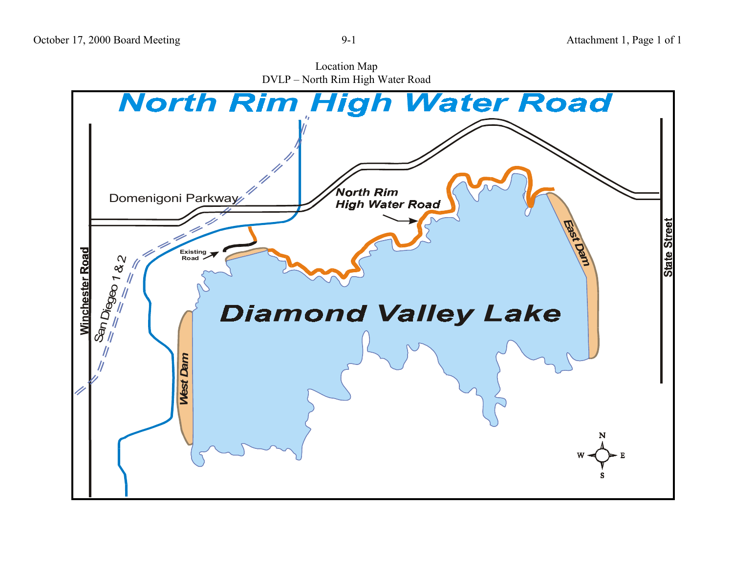Location Map
DVLP – North Rim High Water Road

# North Rim High Water Road

Domenigoni Parkway

North Rim High Water Road

Existing Road

Winchester Road

San Diegeo 1 & 2

West Dam

Diamond Valley Lake

East Dam

State Street

N
W E
S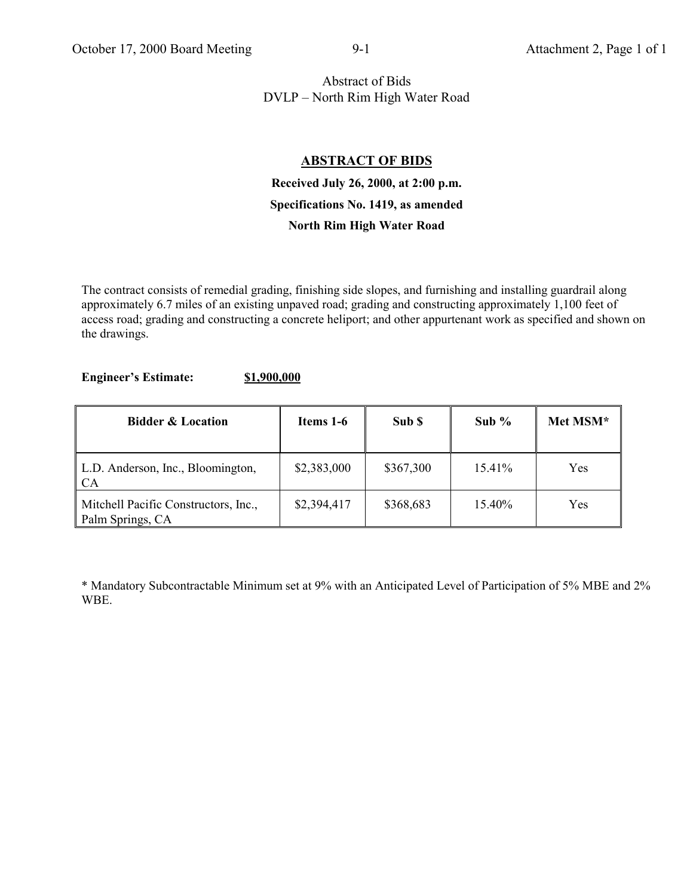Abstract of Bids
DVLP – North Rim High Water Road

## ABSTRACT OF BIDS

**Received July 26, 2000, at 2:00 p.m.**

**Specifications No. 1419, as amended**

**North Rim High Water Road**

The contract consists of remedial grading, finishing side slopes, and furnishing and installing guardrail along approximately 6.7 miles of an existing unpaved road; grading and constructing approximately 1,100 feet of access road; grading and constructing a concrete heliport; and other appurtenant work as specified and shown on the drawings.

**Engineer's Estimate:** **$1,900,000**

| Bidder & Location | Items 1-6 | Sub $ | Sub % | Met MSM* |
|---|---|---|---|---|
| L.D. Anderson, Inc., Bloomington, CA | $2,383,000 | $367,300 | 15.41% | Yes |
| Mitchell Pacific Constructors, Inc., Palm Springs, CA | $2,394,417 | $368,683 | 15.40% | Yes |

* Mandatory Subcontractable Minimum set at 9% with an Anticipated Level of Participation of 5% MBE and 2% WBE.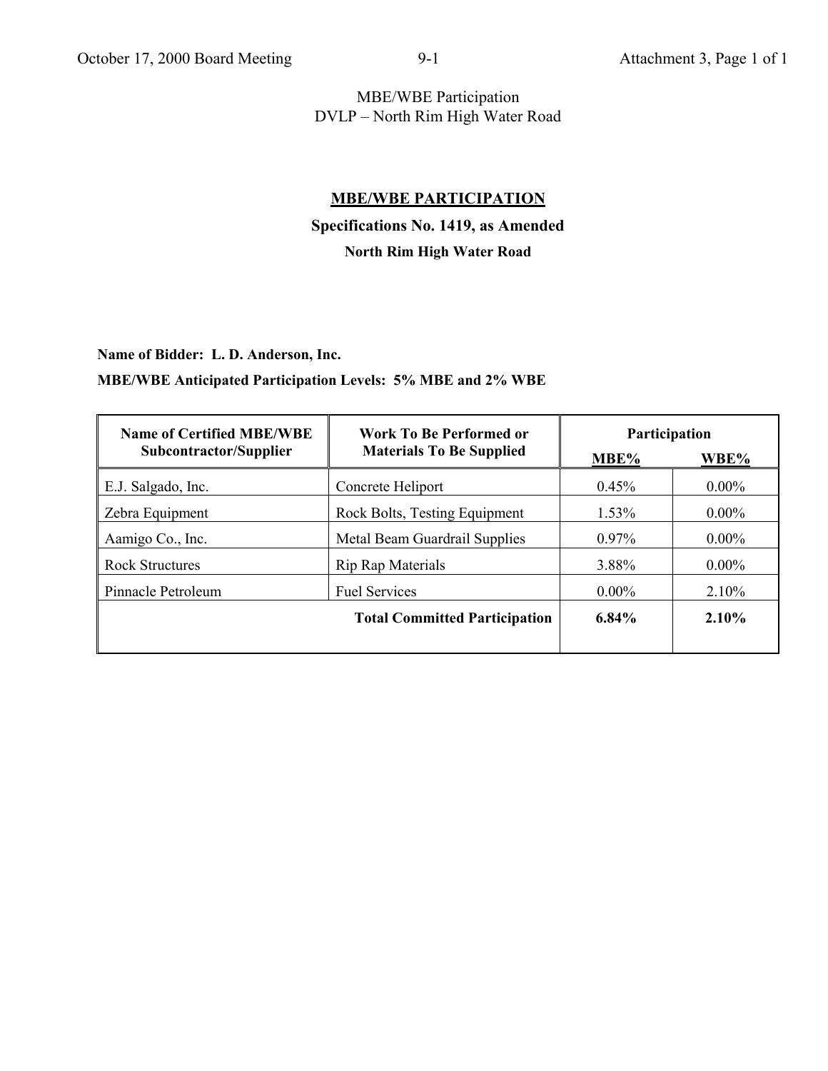MBE/WBE Participation
DVLP – North Rim High Water Road

## MBE/WBE PARTICIPATION

### Specifications No. 1419, as Amended

**North Rim High Water Road**

**Name of Bidder: L. D. Anderson, Inc.**

**MBE/WBE Anticipated Participation Levels: 5% MBE and 2% WBE**

| Name of Certified MBE/WBE Subcontractor/Supplier | Work To Be Performed or Materials To Be Supplied | Participation | |
|---|---|---|---|
| | | MBE% | WBE% |
| E.J. Salgado, Inc. | Concrete Heliport | 0.45% | 0.00% |
| Zebra Equipment | Rock Bolts, Testing Equipment | 1.53% | 0.00% |
| Aamigo Co., Inc. | Metal Beam Guardrail Supplies | 0.97% | 0.00% |
| Rock Structures | Rip Rap Materials | 3.88% | 0.00% |
| Pinnacle Petroleum | Fuel Services | 0.00% | 2.10% |
| | **Total Committed Participation** | **6.84%** | **2.10%** |